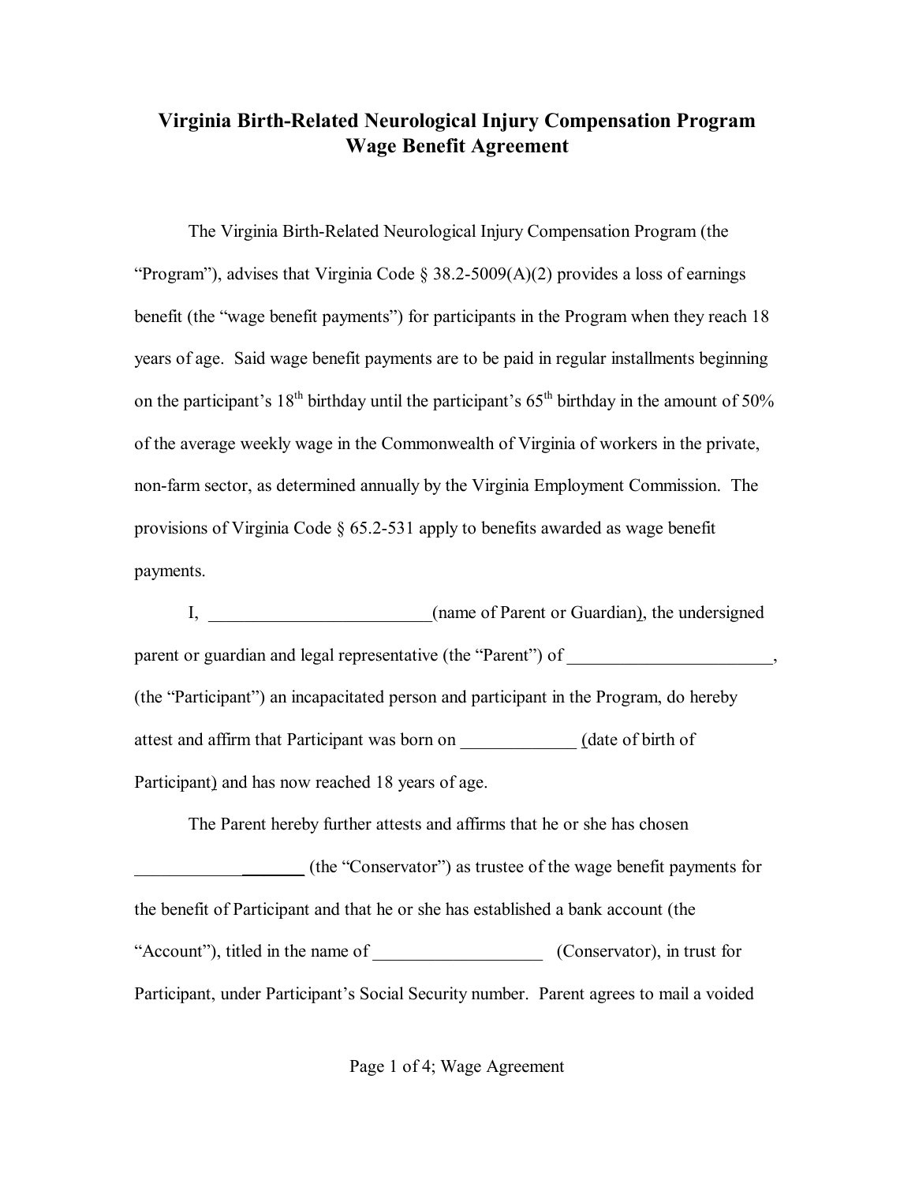# Virginia Birth-Related Neurological Injury Compensation Program Wage Benefit Agreement

The Virginia Birth-Related Neurological Injury Compensation Program (the "Program"), advises that Virginia Code § 38.2-5009(A)(2) provides a loss of earnings benefit (the "wage benefit payments") for participants in the Program when they reach 18 years of age. Said wage benefit payments are to be paid in regular installments beginning on the participant's 18th birthday until the participant's 65th birthday in the amount of 50% of the average weekly wage in the Commonwealth of Virginia of workers in the private, non-farm sector, as determined annually by the Virginia Employment Commission. The provisions of Virginia Code § 65.2-531 apply to benefits awarded as wage benefit payments.

I, _________________________(name of Parent or Guardian), the undersigned parent or guardian and legal representative (the "Parent") of _______________________, (the "Participant") an incapacitated person and participant in the Program, do hereby attest and affirm that Participant was born on _____________ (date of birth of Participant) and has now reached 18 years of age.

The Parent hereby further attests and affirms that he or she has chosen ___________________ (the "Conservator") as trustee of the wage benefit payments for the benefit of Participant and that he or she has established a bank account (the "Account"), titled in the name of ___________________ (Conservator), in trust for Participant, under Participant's Social Security number. Parent agrees to mail a voided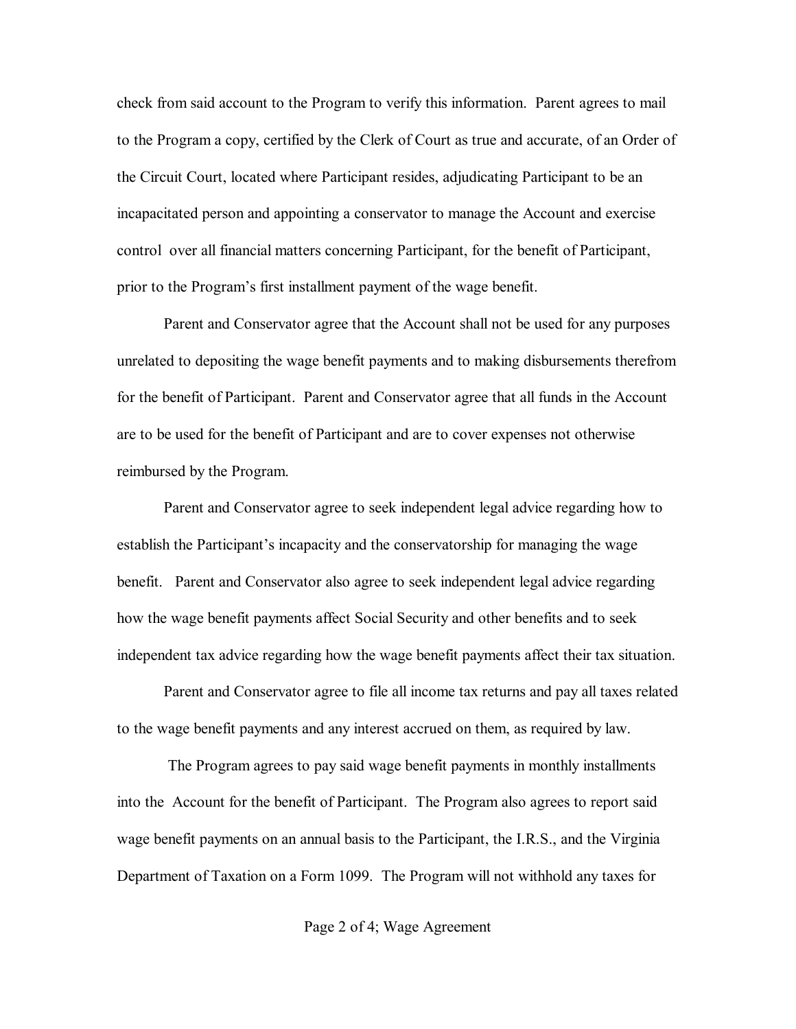check from said account to the Program to verify this information. Parent agrees to mail to the Program a copy, certified by the Clerk of Court as true and accurate, of an Order of the Circuit Court, located where Participant resides, adjudicating Participant to be an incapacitated person and appointing a conservator to manage the Account and exercise control over all financial matters concerning Participant, for the benefit of Participant, prior to the Program's first installment payment of the wage benefit.

Parent and Conservator agree that the Account shall not be used for any purposes unrelated to depositing the wage benefit payments and to making disbursements therefrom for the benefit of Participant. Parent and Conservator agree that all funds in the Account are to be used for the benefit of Participant and are to cover expenses not otherwise reimbursed by the Program.

Parent and Conservator agree to seek independent legal advice regarding how to establish the Participant's incapacity and the conservatorship for managing the wage benefit. Parent and Conservator also agree to seek independent legal advice regarding how the wage benefit payments affect Social Security and other benefits and to seek independent tax advice regarding how the wage benefit payments affect their tax situation.

Parent and Conservator agree to file all income tax returns and pay all taxes related to the wage benefit payments and any interest accrued on them, as required by law.

The Program agrees to pay said wage benefit payments in monthly installments into the Account for the benefit of Participant. The Program also agrees to report said wage benefit payments on an annual basis to the Participant, the I.R.S., and the Virginia Department of Taxation on a Form 1099. The Program will not withhold any taxes for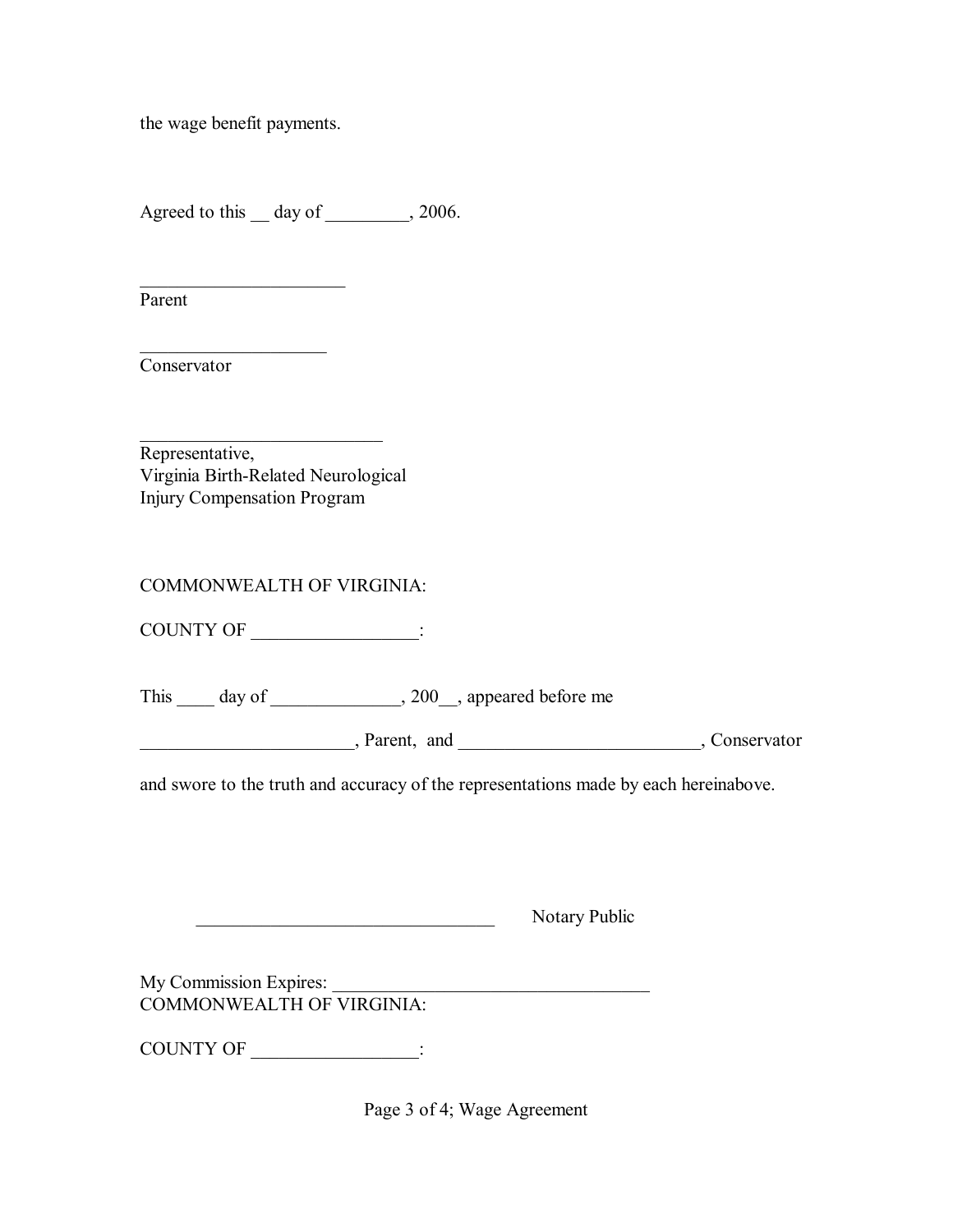the wage benefit payments.

Agreed to this __ day of _________, 2006.

______________________
Parent

____________________
Conservator

__________________________
Representative,
Virginia Birth-Related Neurological
Injury Compensation Program

COMMONWEALTH OF VIRGINIA:

COUNTY OF __________________:

This ____ day of ______________, 200__, appeared before me

_______________________, Parent, and __________________________, Conservator

and swore to the truth and accuracy of the representations made by each hereinabove.

________________________________ Notary Public

My Commission Expires: ___________________________________
COMMONWEALTH OF VIRGINIA:

COUNTY OF __________________: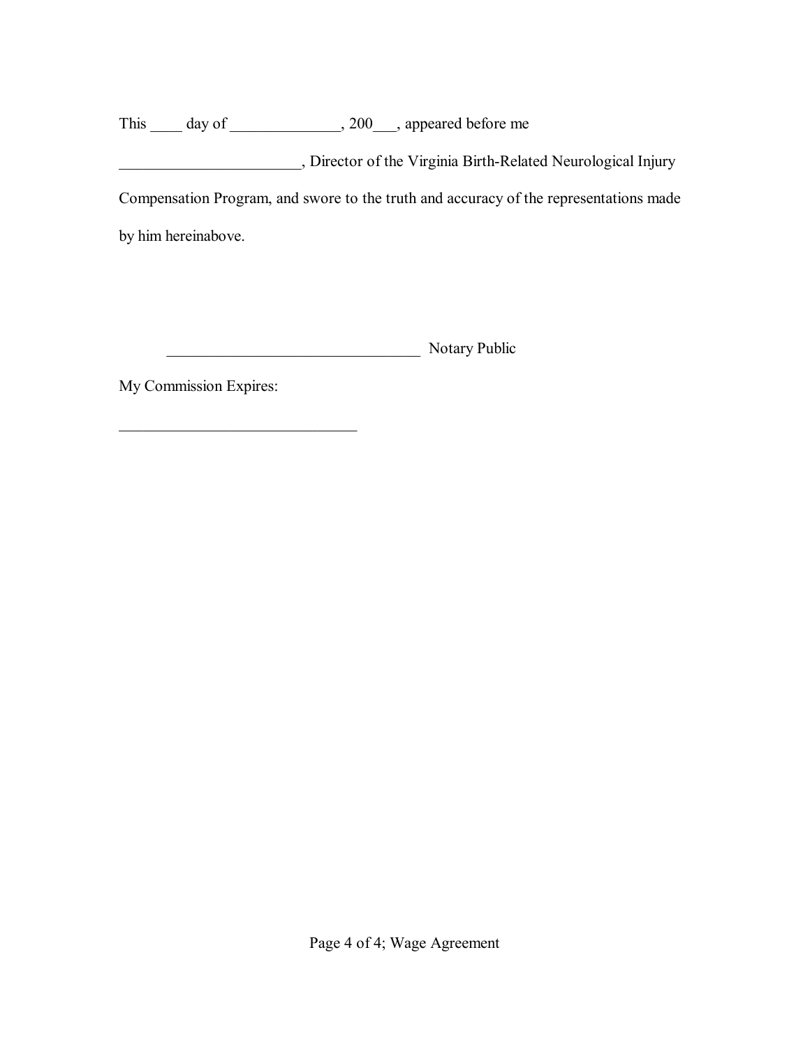This ____ day of ______________, 200___, appeared before me

________________________, Director of the Virginia Birth-Related Neurological Injury Compensation Program, and swore to the truth and accuracy of the representations made by him hereinabove.

__________________________________ Notary Public

My Commission Expires:

_______________________________